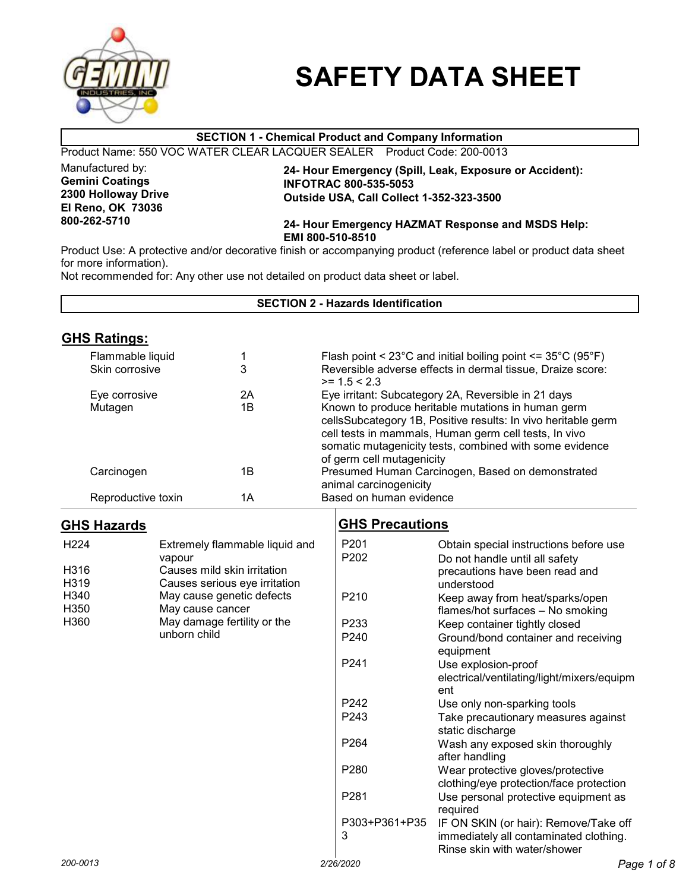# SAFETY DATA SHEET

**SECTION 1 - Chemical Product and Company Information**

Product Name: 550 VOC WATER CLEAR LACQUER SEALER    Product Code: 200-0013

Manufactured by:
**Gemini Coatings**
**2300 Holloway Drive**
**El Reno, OK 73036**
**800-262-5710**

**24- Hour Emergency (Spill, Leak, Exposure or Accident):**
**INFOTRAC 800-535-5053**
**Outside USA, Call Collect 1-352-323-3500**

**24- Hour Emergency HAZMAT Response and MSDS Help:**
**EMI 800-510-8510**

Product Use: A protective and/or decorative finish or accompanying product (reference label or product data sheet for more information).
Not recommended for: Any other use not detailed on product data sheet or label.

**SECTION 2 - Hazards Identification**

## GHS Ratings:

| | | |
|---|---|---|
| Flammable liquid | 1 | Flash point < 23°C and initial boiling point <= 35°C (95°F) |
| Skin corrosive | 3 | Reversible adverse effects in dermal tissue, Draize score: >= 1.5 < 2.3 |
| Eye corrosive | 2A | Eye irritant: Subcategory 2A, Reversible in 21 days |
| Mutagen | 1B | Known to produce heritable mutations in human germ cellsSubcategory 1B, Positive results: In vivo heritable germ cell tests in mammals, Human germ cell tests, In vivo somatic mutagenicity tests, combined with some evidence of germ cell mutagenicity |
| Carcinogen | 1B | Presumed Human Carcinogen, Based on demonstrated animal carcinogenicity |
| Reproductive toxin | 1A | Based on human evidence |

## GHS Hazards

| | |
|---|---|
| H224 | Extremely flammable liquid and vapour |
| H316 | Causes mild skin irritation |
| H319 | Causes serious eye irritation |
| H340 | May cause genetic defects |
| H350 | May cause cancer |
| H360 | May damage fertility or the unborn child |

## GHS Precautions

| | |
|---|---|
| P201 | Obtain special instructions before use |
| P202 | Do not handle until all safety precautions have been read and understood |
| P210 | Keep away from heat/sparks/open flames/hot surfaces – No smoking |
| P233 | Keep container tightly closed |
| P240 | Ground/bond container and receiving equipment |
| P241 | Use explosion-proof electrical/ventilating/light/mixers/equipment |
| P242 | Use only non-sparking tools |
| P243 | Take precautionary measures against static discharge |
| P264 | Wash any exposed skin thoroughly after handling |
| P280 | Wear protective gloves/protective clothing/eye protection/face protection |
| P281 | Use personal protective equipment as required |
| P303+P361+P353 | IF ON SKIN (or hair): Remove/Take off immediately all contaminated clothing. Rinse skin with water/shower |

200-0013    2/26/2020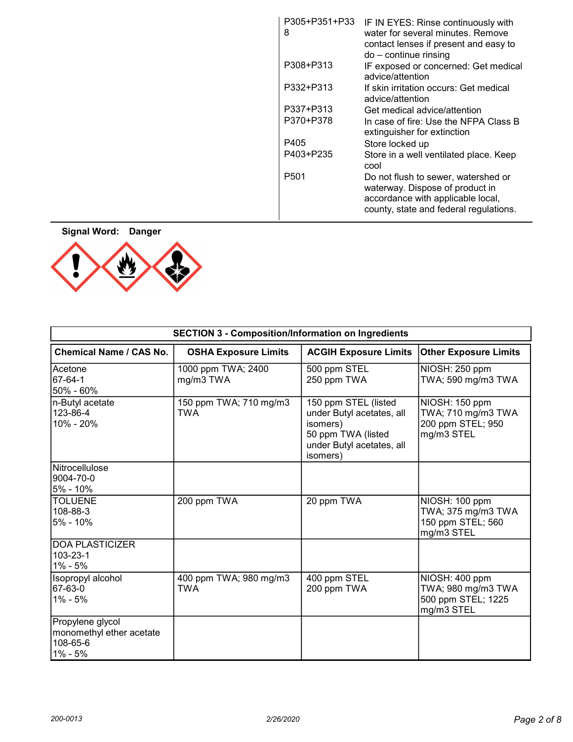| | |
|---|---|
| P305+P351+P338 | IF IN EYES: Rinse continuously with water for several minutes. Remove contact lenses if present and easy to do – continue rinsing |
| P308+P313 | IF exposed or concerned: Get medical advice/attention |
| P332+P313 | If skin irritation occurs: Get medical advice/attention |
| P337+P313 | Get medical advice/attention |
| P370+P378 | In case of fire: Use the NFPA Class B extinguisher for extinction |
| P405 | Store locked up |
| P403+P235 | Store in a well ventilated place. Keep cool |
| P501 | Do not flush to sewer, watershed or waterway. Dispose of product in accordance with applicable local, county, state and federal regulations. |

**Signal Word: Danger**

## SECTION 3 - Composition/Information on Ingredients

| Chemical Name / CAS No. | OSHA Exposure Limits | ACGIH Exposure Limits | Other Exposure Limits |
|---|---|---|---|
| Acetone<br>67-64-1<br>50% - 60% | 1000 ppm TWA; 2400 mg/m3 TWA | 500 ppm STEL<br>250 ppm TWA | NIOSH: 250 ppm TWA; 590 mg/m3 TWA |
| n-Butyl acetate<br>123-86-4<br>10% - 20% | 150 ppm TWA; 710 mg/m3 TWA | 150 ppm STEL (listed under Butyl acetates, all isomers)<br>50 ppm TWA (listed under Butyl acetates, all isomers) | NIOSH: 150 ppm TWA; 710 mg/m3 TWA<br>200 ppm STEL; 950 mg/m3 STEL |
| Nitrocellulose<br>9004-70-0<br>5% - 10% | | | |
| TOLUENE<br>108-88-3<br>5% - 10% | 200 ppm TWA | 20 ppm TWA | NIOSH: 100 ppm TWA; 375 mg/m3 TWA<br>150 ppm STEL; 560 mg/m3 STEL |
| DOA PLASTICIZER<br>103-23-1<br>1% - 5% | | | |
| Isopropyl alcohol<br>67-63-0<br>1% - 5% | 400 ppm TWA; 980 mg/m3 TWA | 400 ppm STEL<br>200 ppm TWA | NIOSH: 400 ppm TWA; 980 mg/m3 TWA<br>500 ppm STEL; 1225 mg/m3 STEL |
| Propylene glycol monomethyl ether acetate<br>108-65-6<br>1% - 5% | | | |

200-0013 2/26/2020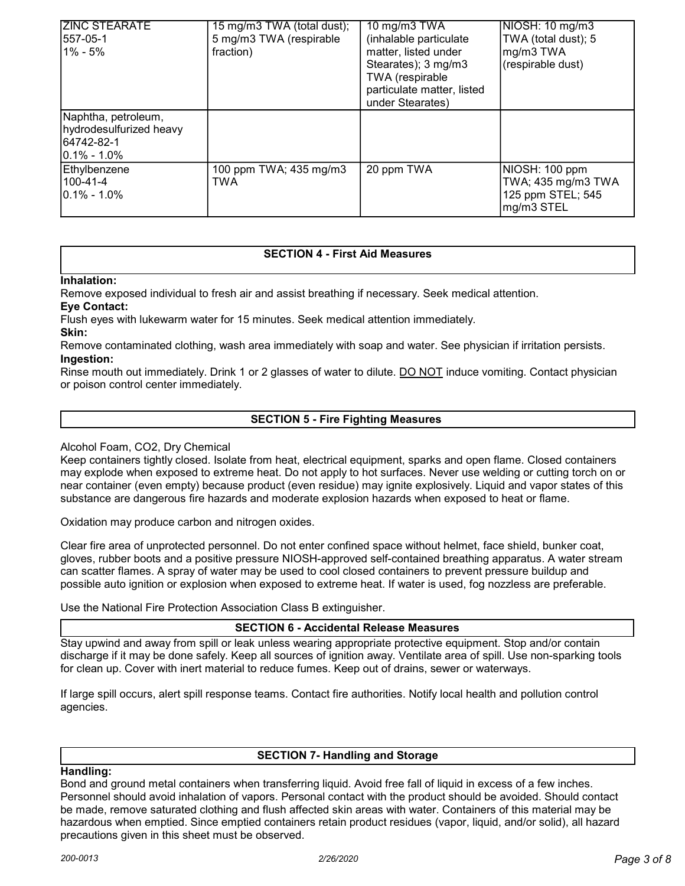| | | | |
|---|---|---|---|
| ZINC STEARATE<br>557-05-1<br>1% - 5% | 15 mg/m3 TWA (total dust); 5 mg/m3 TWA (respirable fraction) | 10 mg/m3 TWA (inhalable particulate matter, listed under Stearates); 3 mg/m3 TWA (respirable particulate matter, listed under Stearates) | NIOSH: 10 mg/m3 TWA (total dust); 5 mg/m3 TWA (respirable dust) |
| Naphtha, petroleum, hydrodesulfurized heavy<br>64742-82-1<br>0.1% - 1.0% | | | |
| Ethylbenzene<br>100-41-4<br>0.1% - 1.0% | 100 ppm TWA; 435 mg/m3 TWA | 20 ppm TWA | NIOSH: 100 ppm TWA; 435 mg/m3 TWA 125 ppm STEL; 545 mg/m3 STEL |

## SECTION 4 - First Aid Measures

**Inhalation:**
Remove exposed individual to fresh air and assist breathing if necessary. Seek medical attention.

**Eye Contact:**
Flush eyes with lukewarm water for 15 minutes. Seek medical attention immediately.

**Skin:**
Remove contaminated clothing, wash area immediately with soap and water. See physician if irritation persists.

**Ingestion:**
Rinse mouth out immediately. Drink 1 or 2 glasses of water to dilute. DO NOT induce vomiting. Contact physician or poison control center immediately.

## SECTION 5 - Fire Fighting Measures

Alcohol Foam, CO2, Dry Chemical
Keep containers tightly closed. Isolate from heat, electrical equipment, sparks and open flame. Closed containers may explode when exposed to extreme heat. Do not apply to hot surfaces. Never use welding or cutting torch on or near container (even empty) because product (even residue) may ignite explosively. Liquid and vapor states of this substance are dangerous fire hazards and moderate explosion hazards when exposed to heat or flame.

Oxidation may produce carbon and nitrogen oxides.

Clear fire area of unprotected personnel. Do not enter confined space without helmet, face shield, bunker coat, gloves, rubber boots and a positive pressure NIOSH-approved self-contained breathing apparatus. A water stream can scatter flames. A spray of water may be used to cool closed containers to prevent pressure buildup and possible auto ignition or explosion when exposed to extreme heat. If water is used, fog nozzless are preferable.

Use the National Fire Protection Association Class B extinguisher.

## SECTION 6 - Accidental Release Measures

Stay upwind and away from spill or leak unless wearing appropriate protective equipment. Stop and/or contain discharge if it may be done safely. Keep all sources of ignition away. Ventilate area of spill. Use non-sparking tools for clean up. Cover with inert material to reduce fumes. Keep out of drains, sewer or waterways.

If large spill occurs, alert spill response teams. Contact fire authorities. Notify local health and pollution control agencies.

## SECTION 7- Handling and Storage

**Handling:**
Bond and ground metal containers when transferring liquid. Avoid free fall of liquid in excess of a few inches. Personnel should avoid inhalation of vapors. Personal contact with the product should be avoided. Should contact be made, remove saturated clothing and flush affected skin areas with water. Containers of this material may be hazardous when emptied. Since emptied containers retain product residues (vapor, liquid, and/or solid), all hazard precautions given in this sheet must be observed.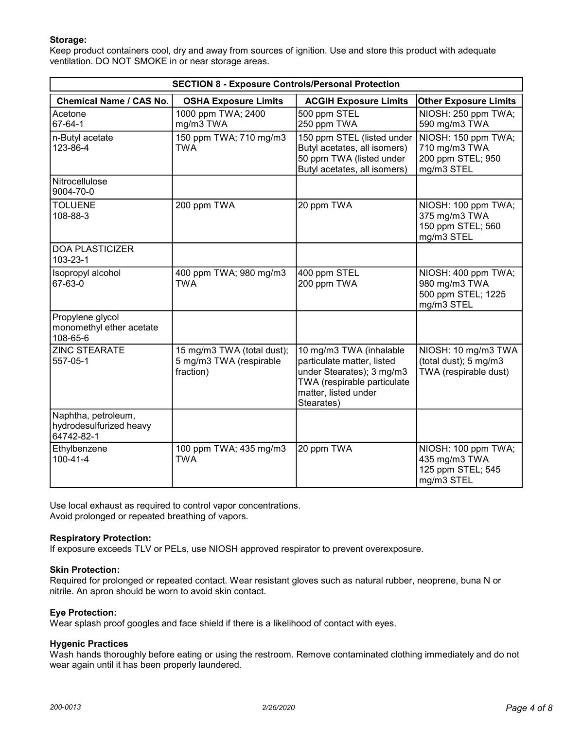**Storage:**
Keep product containers cool, dry and away from sources of ignition. Use and store this product with adequate ventilation. DO NOT SMOKE in or near storage areas.

## SECTION 8 - Exposure Controls/Personal Protection

| Chemical Name / CAS No. | OSHA Exposure Limits | ACGIH Exposure Limits | Other Exposure Limits |
|---|---|---|---|
| Acetone<br>67-64-1 | 1000 ppm TWA; 2400 mg/m3 TWA | 500 ppm STEL<br>250 ppm TWA | NIOSH: 250 ppm TWA; 590 mg/m3 TWA |
| n-Butyl acetate<br>123-86-4 | 150 ppm TWA; 710 mg/m3 TWA | 150 ppm STEL (listed under Butyl acetates, all isomers)<br>50 ppm TWA (listed under Butyl acetates, all isomers) | NIOSH: 150 ppm TWA; 710 mg/m3 TWA<br>200 ppm STEL; 950 mg/m3 STEL |
| Nitrocellulose<br>9004-70-0 | | | |
| TOLUENE<br>108-88-3 | 200 ppm TWA | 20 ppm TWA | NIOSH: 100 ppm TWA; 375 mg/m3 TWA<br>150 ppm STEL; 560 mg/m3 STEL |
| DOA PLASTICIZER<br>103-23-1 | | | |
| Isopropyl alcohol<br>67-63-0 | 400 ppm TWA; 980 mg/m3 TWA | 400 ppm STEL<br>200 ppm TWA | NIOSH: 400 ppm TWA; 980 mg/m3 TWA<br>500 ppm STEL; 1225 mg/m3 STEL |
| Propylene glycol monomethyl ether acetate<br>108-65-6 | | | |
| ZINC STEARATE<br>557-05-1 | 15 mg/m3 TWA (total dust); 5 mg/m3 TWA (respirable fraction) | 10 mg/m3 TWA (inhalable particulate matter, listed under Stearates); 3 mg/m3 TWA (respirable particulate matter, listed under Stearates) | NIOSH: 10 mg/m3 TWA (total dust); 5 mg/m3 TWA (respirable dust) |
| Naphtha, petroleum, hydrodesulfurized heavy<br>64742-82-1 | | | |
| Ethylbenzene<br>100-41-4 | 100 ppm TWA; 435 mg/m3 TWA | 20 ppm TWA | NIOSH: 100 ppm TWA; 435 mg/m3 TWA<br>125 ppm STEL; 545 mg/m3 STEL |

Use local exhaust as required to control vapor concentrations.
Avoid prolonged or repeated breathing of vapors.

**Respiratory Protection:**
If exposure exceeds TLV or PELs, use NIOSH approved respirator to prevent overexposure.

**Skin Protection:**
Required for prolonged or repeated contact. Wear resistant gloves such as natural rubber, neoprene, buna N or nitrile. An apron should be worn to avoid skin contact.

**Eye Protection:**
Wear splash proof googles and face shield if there is a likelihood of contact with eyes.

**Hygenic Practices**
Wash hands thoroughly before eating or using the restroom. Remove contaminated clothing immediately and do not wear again until it has been properly laundered.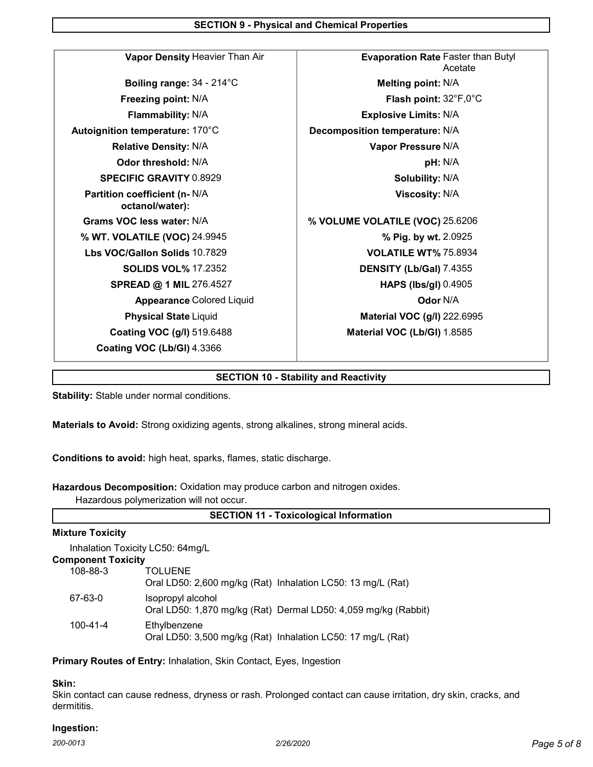## SECTION 9 - Physical and Chemical Properties

| Property | Value | Property | Value |
|---|---|---|---|
| **Vapor Density** | Heavier Than Air | **Evaporation Rate** | Faster than Butyl Acetate |
| **Boiling range:** | 34 - 214°C | **Melting point:** | N/A |
| **Freezing point:** | N/A | **Flash point:** | 32°F,0°C |
| **Flammability:** | N/A | **Explosive Limits:** | N/A |
| **Autoignition temperature:** | 170°C | **Decomposition temperature:** | N/A |
| **Relative Density:** | N/A | **Vapor Pressure** | N/A |
| **Odor threshold:** | N/A | **pH:** | N/A |
| **SPECIFIC GRAVITY** | 0.8929 | **Solubility:** | N/A |
| **Partition coefficient (n-octanol/water):** | N/A | **Viscosity:** | N/A |
| **Grams VOC less water:** | N/A | **% VOLUME VOLATILE (VOC)** | 25.6206 |
| **% WT. VOLATILE (VOC)** | 24.9945 | **% Pig. by wt.** | 2.0925 |
| **Lbs VOC/Gallon Solids** | 10.7829 | **VOLATILE WT%** | 75.8934 |
| **SOLIDS VOL%** | 17.2352 | **DENSITY (Lb/Gal)** | 7.4355 |
| **SPREAD @ 1 MIL** | 276.4527 | **HAPS (lbs/gl)** | 0.4905 |
| **Appearance** | Colored Liquid | **Odor** | N/A |
| **Physical State** | Liquid | **Material VOC (g/l)** | 222.6995 |
| **Coating VOC (g/l)** | 519.6488 | **Material VOC (Lb/Gl)** | 1.8585 |
| **Coating VOC (Lb/Gl)** | 4.3366 | | |

## SECTION 10 - Stability and Reactivity

**Stability:** Stable under normal conditions.

**Materials to Avoid:** Strong oxidizing agents, strong alkalines, strong mineral acids.

**Conditions to avoid:** high heat, sparks, flames, static discharge.

**Hazardous Decomposition:** Oxidation may produce carbon and nitrogen oxides.
Hazardous polymerization will not occur.

## SECTION 11 - Toxicological Information

**Mixture Toxicity**

Inhalation Toxicity LC50: 64mg/L

**Component Toxicity**

| CAS | Component |
|---|---|
| 108-88-3 | TOLUENE<br>Oral LD50: 2,600 mg/kg (Rat) Inhalation LC50: 13 mg/L (Rat) |
| 67-63-0 | Isopropyl alcohol<br>Oral LD50: 1,870 mg/kg (Rat) Dermal LD50: 4,059 mg/kg (Rabbit) |
| 100-41-4 | Ethylbenzene<br>Oral LD50: 3,500 mg/kg (Rat) Inhalation LC50: 17 mg/L (Rat) |

**Primary Routes of Entry:** Inhalation, Skin Contact, Eyes, Ingestion

**Skin:**

Skin contact can cause redness, dryness or rash. Prolonged contact can cause irritation, dry skin, cracks, and dermititis.

**Ingestion:**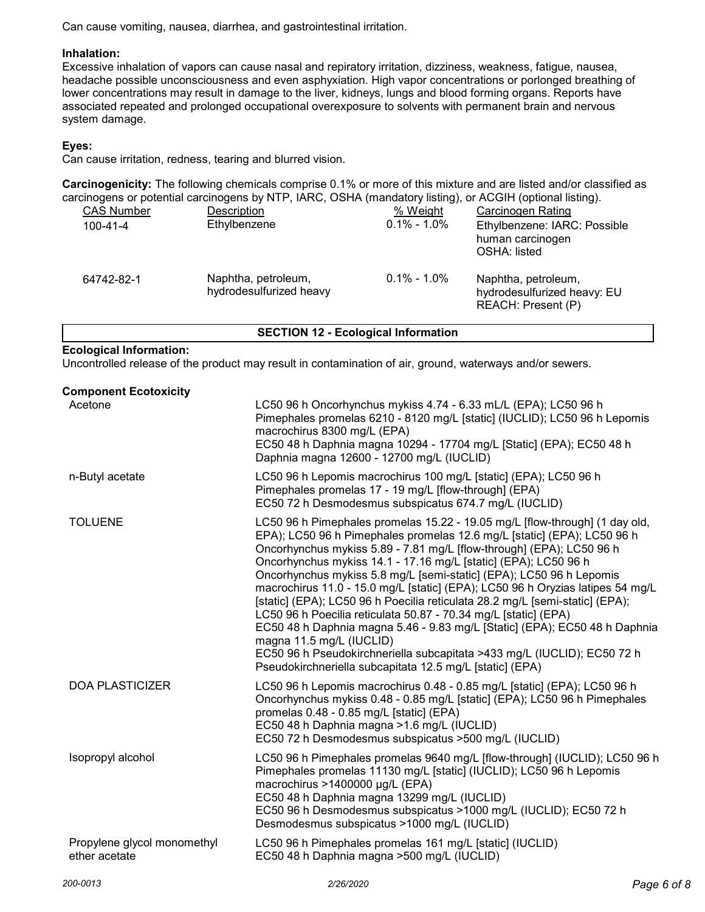Can cause vomiting, nausea, diarrhea, and gastrointestinal irritation.

**Inhalation:**
Excessive inhalation of vapors can cause nasal and repiratory irritation, dizziness, weakness, fatigue, nausea, headache possible unconsciousness and even asphyxiation. High vapor concentrations or porlonged breathing of lower concentrations may result in damage to the liver, kidneys, lungs and blood forming organs. Reports have associated repeated and prolonged occupational overexposure to solvents with permanent brain and nervous system damage.

**Eyes:**
Can cause irritation, redness, tearing and blurred vision.

**Carcinogenicity:** The following chemicals comprise 0.1% or more of this mixture and are listed and/or classified as carcinogens or potential carcinogens by NTP, IARC, OSHA (mandatory listing), or ACGIH (optional listing).

| CAS Number | Description | % Weight | Carcinogen Rating |
|---|---|---|---|
| 100-41-4 | Ethylbenzene | 0.1% - 1.0% | Ethylbenzene: IARC: Possible human carcinogen<br>OSHA: listed |
| 64742-82-1 | Naphtha, petroleum, hydrodesulfurized heavy | 0.1% - 1.0% | Naphtha, petroleum, hydrodesulfurized heavy: EU REACH: Present (P) |

## SECTION 12 - Ecological Information

**Ecological Information:**
Uncontrolled release of the product may result in contamination of air, ground, waterways and/or sewers.

**Component Ecotoxicity**

| | |
|---|---|
| Acetone | LC50 96 h Oncorhynchus mykiss 4.74 - 6.33 mL/L (EPA); LC50 96 h Pimephales promelas 6210 - 8120 mg/L [static] (IUCLID); LC50 96 h Lepomis macrochirus 8300 mg/L (EPA)<br>EC50 48 h Daphnia magna 10294 - 17704 mg/L [Static] (EPA); EC50 48 h Daphnia magna 12600 - 12700 mg/L (IUCLID) |
| n-Butyl acetate | LC50 96 h Lepomis macrochirus 100 mg/L [static] (EPA); LC50 96 h Pimephales promelas 17 - 19 mg/L [flow-through] (EPA)<br>EC50 72 h Desmodesmus subspicatus 674.7 mg/L (IUCLID) |
| TOLUENE | LC50 96 h Pimephales promelas 15.22 - 19.05 mg/L [flow-through] (1 day old, EPA); LC50 96 h Pimephales promelas 12.6 mg/L [static] (EPA); LC50 96 h Oncorhynchus mykiss 5.89 - 7.81 mg/L [flow-through] (EPA); LC50 96 h Oncorhynchus mykiss 14.1 - 17.16 mg/L [static] (EPA); LC50 96 h Oncorhynchus mykiss 5.8 mg/L [semi-static] (EPA); LC50 96 h Lepomis macrochirus 11.0 - 15.0 mg/L [static] (EPA); LC50 96 h Oryzias latipes 54 mg/L [static] (EPA); LC50 96 h Poecilia reticulata 28.2 mg/L [semi-static] (EPA); LC50 96 h Poecilia reticulata 50.87 - 70.34 mg/L [static] (EPA)<br>EC50 48 h Daphnia magna 5.46 - 9.83 mg/L [Static] (EPA); EC50 48 h Daphnia magna 11.5 mg/L (IUCLID)<br>EC50 96 h Pseudokirchneriella subcapitata >433 mg/L (IUCLID); EC50 72 h Pseudokirchneriella subcapitata 12.5 mg/L [static] (EPA) |
| DOA PLASTICIZER | LC50 96 h Lepomis macrochirus 0.48 - 0.85 mg/L [static] (EPA); LC50 96 h Oncorhynchus mykiss 0.48 - 0.85 mg/L [static] (EPA); LC50 96 h Pimephales promelas 0.48 - 0.85 mg/L [static] (EPA)<br>EC50 48 h Daphnia magna >1.6 mg/L (IUCLID)<br>EC50 72 h Desmodesmus subspicatus >500 mg/L (IUCLID) |
| Isopropyl alcohol | LC50 96 h Pimephales promelas 9640 mg/L [flow-through] (IUCLID); LC50 96 h Pimephales promelas 11130 mg/L [static] (IUCLID); LC50 96 h Lepomis macrochirus >1400000 µg/L (EPA)<br>EC50 48 h Daphnia magna 13299 mg/L (IUCLID)<br>EC50 96 h Desmodesmus subspicatus >1000 mg/L (IUCLID); EC50 72 h Desmodesmus subspicatus >1000 mg/L (IUCLID) |
| Propylene glycol monomethyl ether acetate | LC50 96 h Pimephales promelas 161 mg/L [static] (IUCLID)<br>EC50 48 h Daphnia magna >500 mg/L (IUCLID) |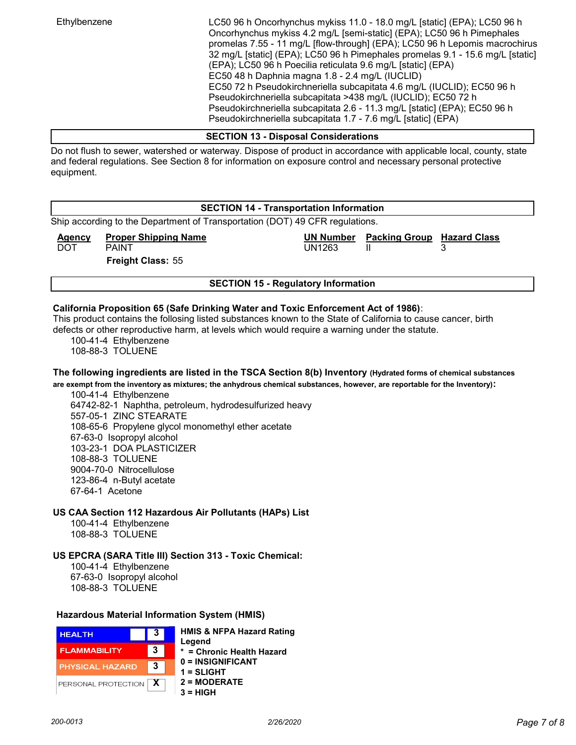| | |
|---|---|
| Ethylbenzene | LC50 96 h Oncorhynchus mykiss 11.0 - 18.0 mg/L [static] (EPA); LC50 96 h Oncorhynchus mykiss 4.2 mg/L [semi-static] (EPA); LC50 96 h Pimephales promelas 7.55 - 11 mg/L [flow-through] (EPA); LC50 96 h Lepomis macrochirus 32 mg/L [static] (EPA); LC50 96 h Pimephales promelas 9.1 - 15.6 mg/L [static] (EPA); LC50 96 h Poecilia reticulata 9.6 mg/L [static] (EPA)<br>EC50 48 h Daphnia magna 1.8 - 2.4 mg/L (IUCLID)<br>EC50 72 h Pseudokirchneriella subcapitata 4.6 mg/L (IUCLID); EC50 96 h Pseudokirchneriella subcapitata >438 mg/L (IUCLID); EC50 72 h Pseudokirchneriella subcapitata 2.6 - 11.3 mg/L [static] (EPA); EC50 96 h Pseudokirchneriella subcapitata 1.7 - 7.6 mg/L [static] (EPA) |

## SECTION 13 - Disposal Considerations

Do not flush to sewer, watershed or waterway. Dispose of product in accordance with applicable local, county, state and federal regulations. See Section 8 for information on exposure control and necessary personal protective equipment.

## SECTION 14 - Transportation Information

Ship according to the Department of Transportation (DOT) 49 CFR regulations.

| Agency | Proper Shipping Name | UN Number | Packing Group | Hazard Class |
|---|---|---|---|---|
| DOT | PAINT | UN1263 | II | 3 |

**Freight Class:** 55

## SECTION 15 - Regulatory Information

**California Proposition 65 (Safe Drinking Water and Toxic Enforcement Act of 1986)**:
This product contains the follsing listed substances known to the State of California to cause cancer, birth defects or other reproductive harm, at levels which would require a warning under the statute.

100-41-4 Ethylbenzene
108-88-3 TOLUENE

**The following ingredients are listed in the TSCA Section 8(b) Inventory (Hydrated forms of chemical substances are exempt from the inventory as mixtures; the anhydrous chemical substances, however, are reportable for the Inventory):**

100-41-4 Ethylbenzene
64742-82-1 Naphtha, petroleum, hydrodesulfurized heavy
557-05-1 ZINC STEARATE
108-65-6 Propylene glycol monomethyl ether acetate
67-63-0 Isopropyl alcohol
103-23-1 DOA PLASTICIZER
108-88-3 TOLUENE
9004-70-0 Nitrocellulose
123-86-4 n-Butyl acetate
67-64-1 Acetone

**US CAA Section 112 Hazardous Air Pollutants (HAPs) List**

100-41-4 Ethylbenzene
108-88-3 TOLUENE

**US EPCRA (SARA Title III) Section 313 - Toxic Chemical:**

100-41-4 Ethylbenzene
67-63-0 Isopropyl alcohol
108-88-3 TOLUENE

### Hazardous Material Information System (HMIS)

| | |
|---|---|
| HEALTH | 3 |
| FLAMMABILITY | 3 |
| PHYSICAL HAZARD | 3 |
| PERSONAL PROTECTION | X |

**HMIS & NFPA Hazard Rating Legend**
**\* = Chronic Health Hazard**
**0 = INSIGNIFICANT**
**1 = SLIGHT**
**2 = MODERATE**
**3 = HIGH**

200-0013 2/26/2020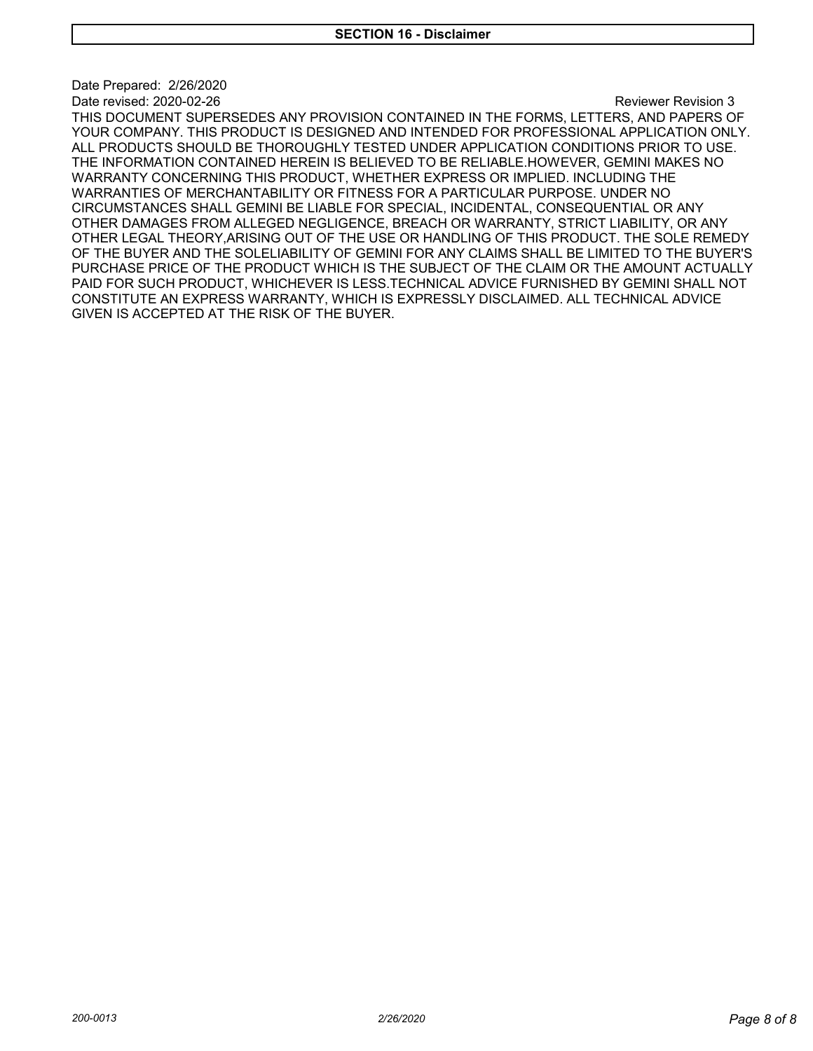## SECTION 16 - Disclaimer

Date Prepared: 2/26/2020

Date revised: 2020-02-26 Reviewer Revision 3

THIS DOCUMENT SUPERSEDES ANY PROVISION CONTAINED IN THE FORMS, LETTERS, AND PAPERS OF YOUR COMPANY. THIS PRODUCT IS DESIGNED AND INTENDED FOR PROFESSIONAL APPLICATION ONLY. ALL PRODUCTS SHOULD BE THOROUGHLY TESTED UNDER APPLICATION CONDITIONS PRIOR TO USE. THE INFORMATION CONTAINED HEREIN IS BELIEVED TO BE RELIABLE.HOWEVER, GEMINI MAKES NO WARRANTY CONCERNING THIS PRODUCT, WHETHER EXPRESS OR IMPLIED. INCLUDING THE WARRANTIES OF MERCHANTABILITY OR FITNESS FOR A PARTICULAR PURPOSE. UNDER NO CIRCUMSTANCES SHALL GEMINI BE LIABLE FOR SPECIAL, INCIDENTAL, CONSEQUENTIAL OR ANY OTHER DAMAGES FROM ALLEGED NEGLIGENCE, BREACH OR WARRANTY, STRICT LIABILITY, OR ANY OTHER LEGAL THEORY,ARISING OUT OF THE USE OR HANDLING OF THIS PRODUCT. THE SOLE REMEDY OF THE BUYER AND THE SOLELIABILITY OF GEMINI FOR ANY CLAIMS SHALL BE LIMITED TO THE BUYER'S PURCHASE PRICE OF THE PRODUCT WHICH IS THE SUBJECT OF THE CLAIM OR THE AMOUNT ACTUALLY PAID FOR SUCH PRODUCT, WHICHEVER IS LESS.TECHNICAL ADVICE FURNISHED BY GEMINI SHALL NOT CONSTITUTE AN EXPRESS WARRANTY, WHICH IS EXPRESSLY DISCLAIMED. ALL TECHNICAL ADVICE GIVEN IS ACCEPTED AT THE RISK OF THE BUYER.